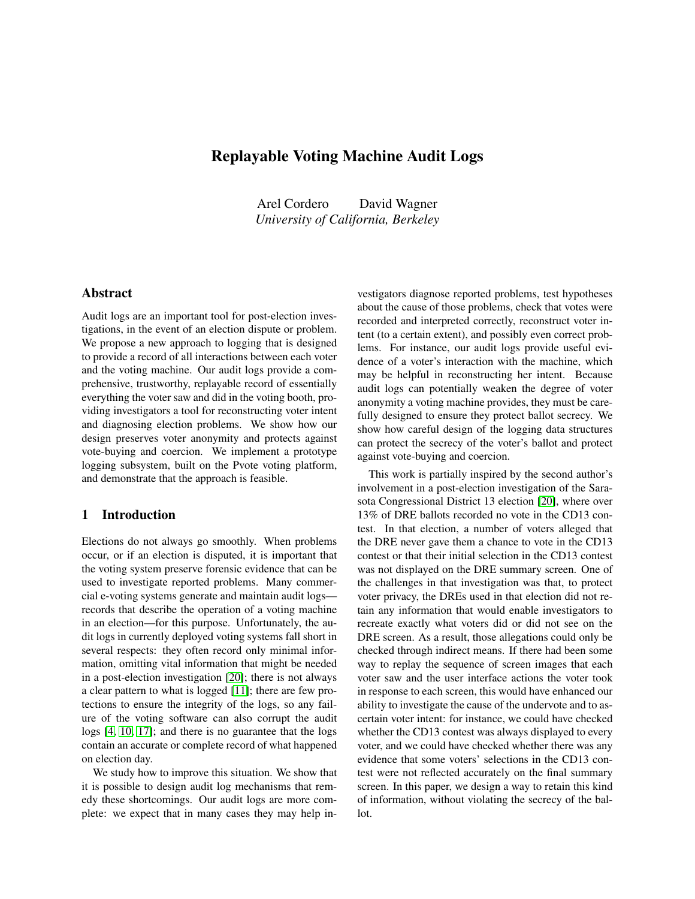# Replayable Voting Machine Audit Logs

Arel Cordero    David Wagner
*University of California, Berkeley*

## Abstract

Audit logs are an important tool for post-election investigations, in the event of an election dispute or problem. We propose a new approach to logging that is designed to provide a record of all interactions between each voter and the voting machine. Our audit logs provide a comprehensive, trustworthy, replayable record of essentially everything the voter saw and did in the voting booth, providing investigators a tool for reconstructing voter intent and diagnosing election problems. We show how our design preserves voter anonymity and protects against vote-buying and coercion. We implement a prototype logging subsystem, built on the Pvote voting platform, and demonstrate that the approach is feasible.

## 1 Introduction

Elections do not always go smoothly. When problems occur, or if an election is disputed, it is important that the voting system preserve forensic evidence that can be used to investigate reported problems. Many commercial e-voting systems generate and maintain audit logs—records that describe the operation of a voting machine in an election—for this purpose. Unfortunately, the audit logs in currently deployed voting systems fall short in several respects: they often record only minimal information, omitting vital information that might be needed in a post-election investigation [20]; there is not always a clear pattern to what is logged [11]; there are few protections to ensure the integrity of the logs, so any failure of the voting software can also corrupt the audit logs [4, 10, 17]; and there is no guarantee that the logs contain an accurate or complete record of what happened on election day.

We study how to improve this situation. We show that it is possible to design audit log mechanisms that remedy these shortcomings. Our audit logs are more complete: we expect that in many cases they may help investigators diagnose reported problems, test hypotheses about the cause of those problems, check that votes were recorded and interpreted correctly, reconstruct voter intent (to a certain extent), and possibly even correct problems. For instance, our audit logs provide useful evidence of a voter's interaction with the machine, which may be helpful in reconstructing her intent. Because audit logs can potentially weaken the degree of voter anonymity a voting machine provides, they must be carefully designed to ensure they protect ballot secrecy. We show how careful design of the logging data structures can protect the secrecy of the voter's ballot and protect against vote-buying and coercion.

This work is partially inspired by the second author's involvement in a post-election investigation of the Sarasota Congressional District 13 election [20], where over 13% of DRE ballots recorded no vote in the CD13 contest. In that election, a number of voters alleged that the DRE never gave them a chance to vote in the CD13 contest or that their initial selection in the CD13 contest was not displayed on the DRE summary screen. One of the challenges in that investigation was that, to protect voter privacy, the DREs used in that election did not retain any information that would enable investigators to recreate exactly what voters did or did not see on the DRE screen. As a result, those allegations could only be checked through indirect means. If there had been some way to replay the sequence of screen images that each voter saw and the user interface actions the voter took in response to each screen, this would have enhanced our ability to investigate the cause of the undervote and to ascertain voter intent: for instance, we could have checked whether the CD13 contest was always displayed to every voter, and we could have checked whether there was any evidence that some voters' selections in the CD13 contest were not reflected accurately on the final summary screen. In this paper, we design a way to retain this kind of information, without violating the secrecy of the ballot.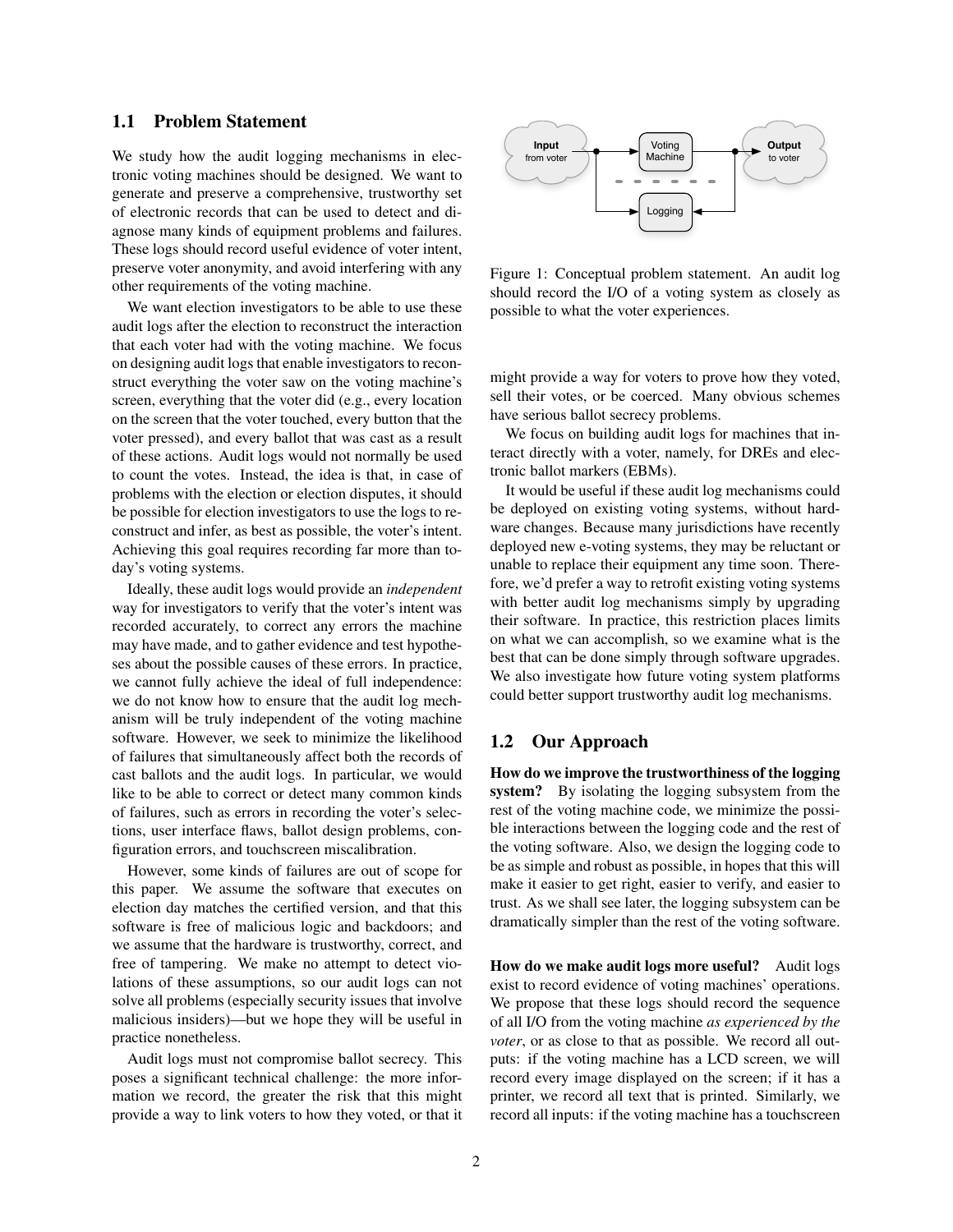## 1.1 Problem Statement

We study how the audit logging mechanisms in electronic voting machines should be designed. We want to generate and preserve a comprehensive, trustworthy set of electronic records that can be used to detect and diagnose many kinds of equipment problems and failures. These logs should record useful evidence of voter intent, preserve voter anonymity, and avoid interfering with any other requirements of the voting machine.

We want election investigators to be able to use these audit logs after the election to reconstruct the interaction that each voter had with the voting machine. We focus on designing audit logs that enable investigators to reconstruct everything the voter saw on the voting machine's screen, everything that the voter did (e.g., every location on the screen that the voter touched, every button that the voter pressed), and every ballot that was cast as a result of these actions. Audit logs would not normally be used to count the votes. Instead, the idea is that, in case of problems with the election or election disputes, it should be possible for election investigators to use the logs to reconstruct and infer, as best as possible, the voter's intent. Achieving this goal requires recording far more than today's voting systems.

Ideally, these audit logs would provide an *independent* way for investigators to verify that the voter's intent was recorded accurately, to correct any errors the machine may have made, and to gather evidence and test hypotheses about the possible causes of these errors. In practice, we cannot fully achieve the ideal of full independence: we do not know how to ensure that the audit log mechanism will be truly independent of the voting machine software. However, we seek to minimize the likelihood of failures that simultaneously affect both the records of cast ballots and the audit logs. In particular, we would like to be able to correct or detect many common kinds of failures, such as errors in recording the voter's selections, user interface flaws, ballot design problems, configuration errors, and touchscreen miscalibration.

However, some kinds of failures are out of scope for this paper. We assume the software that executes on election day matches the certified version, and that this software is free of malicious logic and backdoors; and we assume that the hardware is trustworthy, correct, and free of tampering. We make no attempt to detect violations of these assumptions, so our audit logs can not solve all problems (especially security issues that involve malicious insiders)—but we hope they will be useful in practice nonetheless.

Audit logs must not compromise ballot secrecy. This poses a significant technical challenge: the more information we record, the greater the risk that this might provide a way to link voters to how they voted, or that it might provide a way for voters to prove how they voted, sell their votes, or be coerced. Many obvious schemes have serious ballot secrecy problems.

Figure 1: Conceptual problem statement. An audit log should record the I/O of a voting system as closely as possible to what the voter experiences.

We focus on building audit logs for machines that interact directly with a voter, namely, for DREs and electronic ballot markers (EBMs).

It would be useful if these audit log mechanisms could be deployed on existing voting systems, without hardware changes. Because many jurisdictions have recently deployed new e-voting systems, they may be reluctant or unable to replace their equipment any time soon. Therefore, we'd prefer a way to retrofit existing voting systems with better audit log mechanisms simply by upgrading their software. In practice, this restriction places limits on what we can accomplish, so we examine what is the best that can be done simply through software upgrades. We also investigate how future voting system platforms could better support trustworthy audit log mechanisms.

## 1.2 Our Approach

**How do we improve the trustworthiness of the logging system?** By isolating the logging subsystem from the rest of the voting machine code, we minimize the possible interactions between the logging code and the rest of the voting software. Also, we design the logging code to be as simple and robust as possible, in hopes that this will make it easier to get right, easier to verify, and easier to trust. As we shall see later, the logging subsystem can be dramatically simpler than the rest of the voting software.

**How do we make audit logs more useful?** Audit logs exist to record evidence of voting machines' operations. We propose that these logs should record the sequence of all I/O from the voting machine *as experienced by the voter*, or as close to that as possible. We record all outputs: if the voting machine has a LCD screen, we will record every image displayed on the screen; if it has a printer, we record all text that is printed. Similarly, we record all inputs: if the voting machine has a touchscreen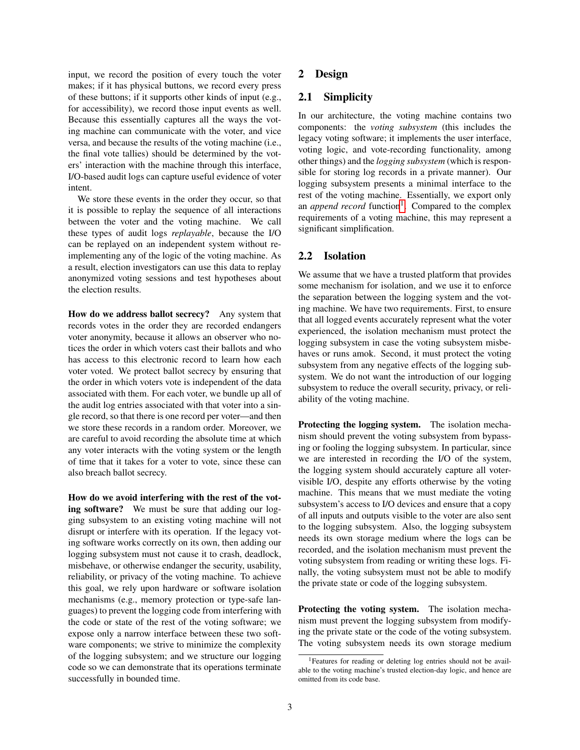input, we record the position of every touch the voter makes; if it has physical buttons, we record every press of these buttons; if it supports other kinds of input (e.g., for accessibility), we record those input events as well. Because this essentially captures all the ways the voting machine can communicate with the voter, and vice versa, and because the results of the voting machine (i.e., the final vote tallies) should be determined by the voters' interaction with the machine through this interface, I/O-based audit logs can capture useful evidence of voter intent.

We store these events in the order they occur, so that it is possible to replay the sequence of all interactions between the voter and the voting machine. We call these types of audit logs *replayable*, because the I/O can be replayed on an independent system without re-implementing any of the logic of the voting machine. As a result, election investigators can use this data to replay anonymized voting sessions and test hypotheses about the election results.

**How do we address ballot secrecy?** Any system that records votes in the order they are recorded endangers voter anonymity, because it allows an observer who notices the order in which voters cast their ballots and who has access to this electronic record to learn how each voter voted. We protect ballot secrecy by ensuring that the order in which voters vote is independent of the data associated with them. For each voter, we bundle up all of the audit log entries associated with that voter into a single record, so that there is one record per voter—and then we store these records in a random order. Moreover, we are careful to avoid recording the absolute time at which any voter interacts with the voting system or the length of time that it takes for a voter to vote, since these can also breach ballot secrecy.

**How do we avoid interfering with the rest of the voting software?** We must be sure that adding our logging subsystem to an existing voting machine will not disrupt or interfere with its operation. If the legacy voting software works correctly on its own, then adding our logging subsystem must not cause it to crash, deadlock, misbehave, or otherwise endanger the security, usability, reliability, or privacy of the voting machine. To achieve this goal, we rely upon hardware or software isolation mechanisms (e.g., memory protection or type-safe languages) to prevent the logging code from interfering with the code or state of the rest of the voting software; we expose only a narrow interface between these two software components; we strive to minimize the complexity of the logging subsystem; and we structure our logging code so we can demonstrate that its operations terminate successfully in bounded time.

## 2 Design

### 2.1 Simplicity

In our architecture, the voting machine contains two components: the *voting subsystem* (this includes the legacy voting software; it implements the user interface, voting logic, and vote-recording functionality, among other things) and the *logging subsystem* (which is responsible for storing log records in a private manner). Our logging subsystem presents a minimal interface to the rest of the voting machine. Essentially, we export only an *append record* function[1]. Compared to the complex requirements of a voting machine, this may represent a significant simplification.

### 2.2 Isolation

We assume that we have a trusted platform that provides some mechanism for isolation, and we use it to enforce the separation between the logging system and the voting machine. We have two requirements. First, to ensure that all logged events accurately represent what the voter experienced, the isolation mechanism must protect the logging subsystem in case the voting subsystem misbehaves or runs amok. Second, it must protect the voting subsystem from any negative effects of the logging subsystem. We do not want the introduction of our logging subsystem to reduce the overall security, privacy, or reliability of the voting machine.

**Protecting the logging system.** The isolation mechanism should prevent the voting subsystem from bypassing or fooling the logging subsystem. In particular, since we are interested in recording the I/O of the system, the logging system should accurately capture all voter-visible I/O, despite any efforts otherwise by the voting machine. This means that we must mediate the voting subsystem's access to I/O devices and ensure that a copy of all inputs and outputs visible to the voter are also sent to the logging subsystem. Also, the logging subsystem needs its own storage medium where the logs can be recorded, and the isolation mechanism must prevent the voting subsystem from reading or writing these logs. Finally, the voting subsystem must not be able to modify the private state or code of the logging subsystem.

**Protecting the voting system.** The isolation mechanism must prevent the logging subsystem from modifying the private state or the code of the voting subsystem. The voting subsystem needs its own storage medium

[1] Features for reading or deleting log entries should not be available to the voting machine's trusted election-day logic, and hence are omitted from its code base.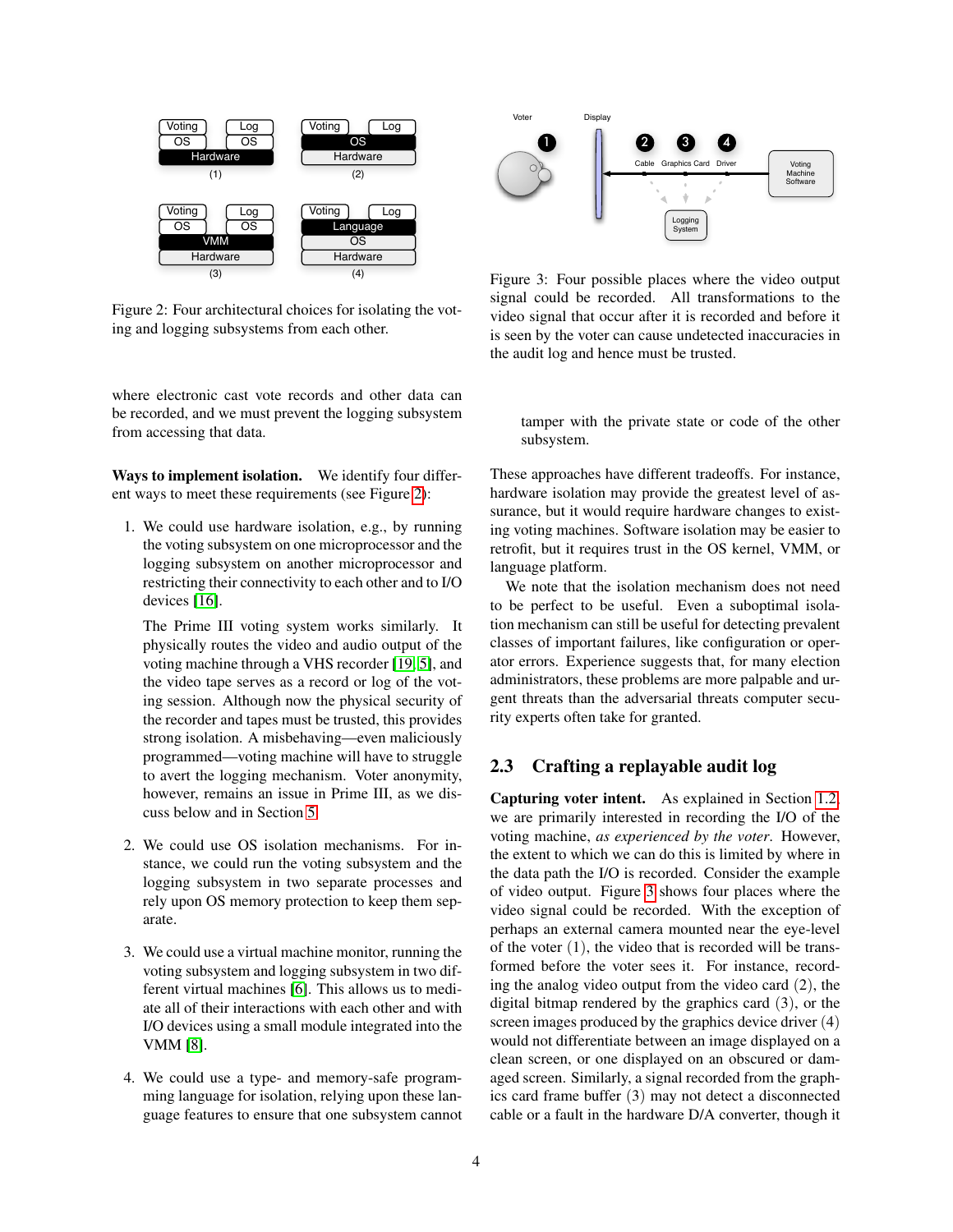Figure 2: Four architectural choices for isolating the voting and logging subsystems from each other.

where electronic cast vote records and other data can be recorded, and we must prevent the logging subsystem from accessing that data.

**Ways to implement isolation.** We identify four different ways to meet these requirements (see Figure 2):

1. We could use hardware isolation, e.g., by running the voting subsystem on one microprocessor and the logging subsystem on another microprocessor and restricting their connectivity to each other and to I/O devices [16].

   The Prime III voting system works similarly. It physically routes the video and audio output of the voting machine through a VHS recorder [19, 5], and the video tape serves as a record or log of the voting session. Although now the physical security of the recorder and tapes must be trusted, this provides strong isolation. A misbehaving—even maliciously programmed—voting machine will have to struggle to avert the logging mechanism. Voter anonymity, however, remains an issue in Prime III, as we discuss below and in Section 5.

2. We could use OS isolation mechanisms. For instance, we could run the voting subsystem and the logging subsystem in two separate processes and rely upon OS memory protection to keep them separate.

3. We could use a virtual machine monitor, running the voting subsystem and logging subsystem in two different virtual machines [6]. This allows us to mediate all of their interactions with each other and with I/O devices using a small module integrated into the VMM [8].

4. We could use a type- and memory-safe programming language for isolation, relying upon these language features to ensure that one subsystem cannot tamper with the private state or code of the other subsystem.

Figure 3: Four possible places where the video output signal could be recorded. All transformations to the video signal that occur after it is recorded and before it is seen by the voter can cause undetected inaccuracies in the audit log and hence must be trusted.

These approaches have different tradeoffs. For instance, hardware isolation may provide the greatest level of assurance, but it would require hardware changes to existing voting machines. Software isolation may be easier to retrofit, but it requires trust in the OS kernel, VMM, or language platform.

We note that the isolation mechanism does not need to be perfect to be useful. Even a suboptimal isolation mechanism can still be useful for detecting prevalent classes of important failures, like configuration or operator errors. Experience suggests that, for many election administrators, these problems are more palpable and urgent threats than the adversarial threats computer security experts often take for granted.

## 2.3 Crafting a replayable audit log

**Capturing voter intent.** As explained in Section 1.2, we are primarily interested in recording the I/O of the voting machine, *as experienced by the voter*. However, the extent to which we can do this is limited by where in the data path the I/O is recorded. Consider the example of video output. Figure 3 shows four places where the video signal could be recorded. With the exception of perhaps an external camera mounted near the eye-level of the voter (1), the video that is recorded will be transformed before the voter sees it. For instance, recording the analog video output from the video card (2), the digital bitmap rendered by the graphics card (3), or the screen images produced by the graphics device driver (4) would not differentiate between an image displayed on a clean screen, or one displayed on an obscured or damaged screen. Similarly, a signal recorded from the graphics card frame buffer (3) may not detect a disconnected cable or a fault in the hardware D/A converter, though it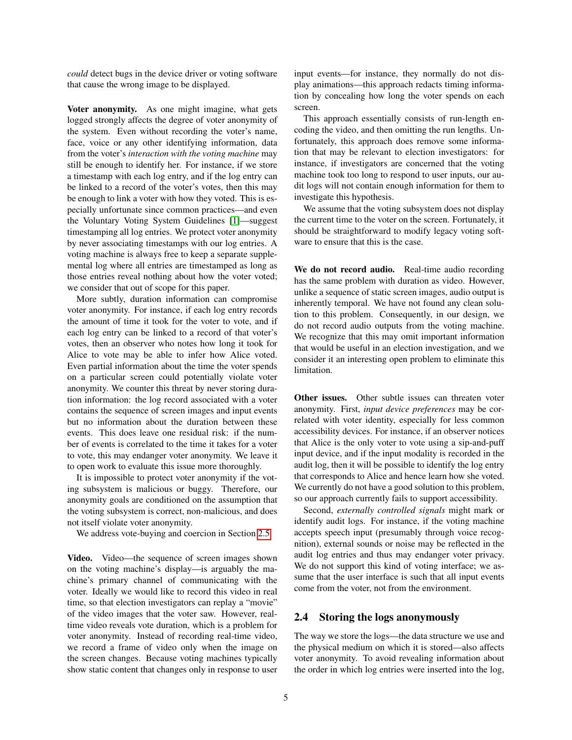*could* detect bugs in the device driver or voting software that cause the wrong image to be displayed.

**Voter anonymity.** As one might imagine, what gets logged strongly affects the degree of voter anonymity of the system. Even without recording the voter's name, face, voice or any other identifying information, data from the voter's *interaction with the voting machine* may still be enough to identify her. For instance, if we store a timestamp with each log entry, and if the log entry can be linked to a record of the voter's votes, then this may be enough to link a voter with how they voted. This is especially unfortunate since common practices—and even the Voluntary Voting System Guidelines [1]—suggest timestamping all log entries. We protect voter anonymity by never associating timestamps with our log entries. A voting machine is always free to keep a separate supplemental log where all entries are timestamped as long as those entries reveal nothing about how the voter voted; we consider that out of scope for this paper.

More subtly, duration information can compromise voter anonymity. For instance, if each log entry records the amount of time it took for the voter to vote, and if each log entry can be linked to a record of that voter's votes, then an observer who notes how long it took for Alice to vote may be able to infer how Alice voted. Even partial information about the time the voter spends on a particular screen could potentially violate voter anonymity. We counter this threat by never storing duration information: the log record associated with a voter contains the sequence of screen images and input events but no information about the duration between these events. This does leave one residual risk: if the number of events is correlated to the time it takes for a voter to vote, this may endanger voter anonymity. We leave it to open work to evaluate this issue more thoroughly.

It is impossible to protect voter anonymity if the voting subsystem is malicious or buggy. Therefore, our anonymity goals are conditioned on the assumption that the voting subsystem is correct, non-malicious, and does not itself violate voter anonymity.

We address vote-buying and coercion in Section 2.5.

**Video.** Video—the sequence of screen images shown on the voting machine's display—is arguably the machine's primary channel of communicating with the voter. Ideally we would like to record this video in real time, so that election investigators can replay a "movie" of the video images that the voter saw. However, real-time video reveals vote duration, which is a problem for voter anonymity. Instead of recording real-time video, we record a frame of video only when the image on the screen changes. Because voting machines typically show static content that changes only in response to user input events—for instance, they normally do not display animations—this approach redacts timing information by concealing how long the voter spends on each screen.

This approach essentially consists of run-length encoding the video, and then omitting the run lengths. Unfortunately, this approach does remove some information that may be relevant to election investigators: for instance, if investigators are concerned that the voting machine took too long to respond to user inputs, our audit logs will not contain enough information for them to investigate this hypothesis.

We assume that the voting subsystem does not display the current time to the voter on the screen. Fortunately, it should be straightforward to modify legacy voting software to ensure that this is the case.

**We do not record audio.** Real-time audio recording has the same problem with duration as video. However, unlike a sequence of static screen images, audio output is inherently temporal. We have not found any clean solution to this problem. Consequently, in our design, we do not record audio outputs from the voting machine. We recognize that this may omit important information that would be useful in an election investigation, and we consider it an interesting open problem to eliminate this limitation.

**Other issues.** Other subtle issues can threaten voter anonymity. First, *input device preferences* may be correlated with voter identity, especially for less common accessibility devices. For instance, if an observer notices that Alice is the only voter to vote using a sip-and-puff input device, and if the input modality is recorded in the audit log, then it will be possible to identify the log entry that corresponds to Alice and hence learn how she voted. We currently do not have a good solution to this problem, so our approach currently fails to support accessibility.

Second, *externally controlled signals* might mark or identify audit logs. For instance, if the voting machine accepts speech input (presumably through voice recognition), external sounds or noise may be reflected in the audit log entries and thus may endanger voter privacy. We do not support this kind of voting interface; we assume that the user interface is such that all input events come from the voter, not from the environment.

## 2.4 Storing the logs anonymously

The way we store the logs—the data structure we use and the physical medium on which it is stored—also affects voter anonymity. To avoid revealing information about the order in which log entries were inserted into the log,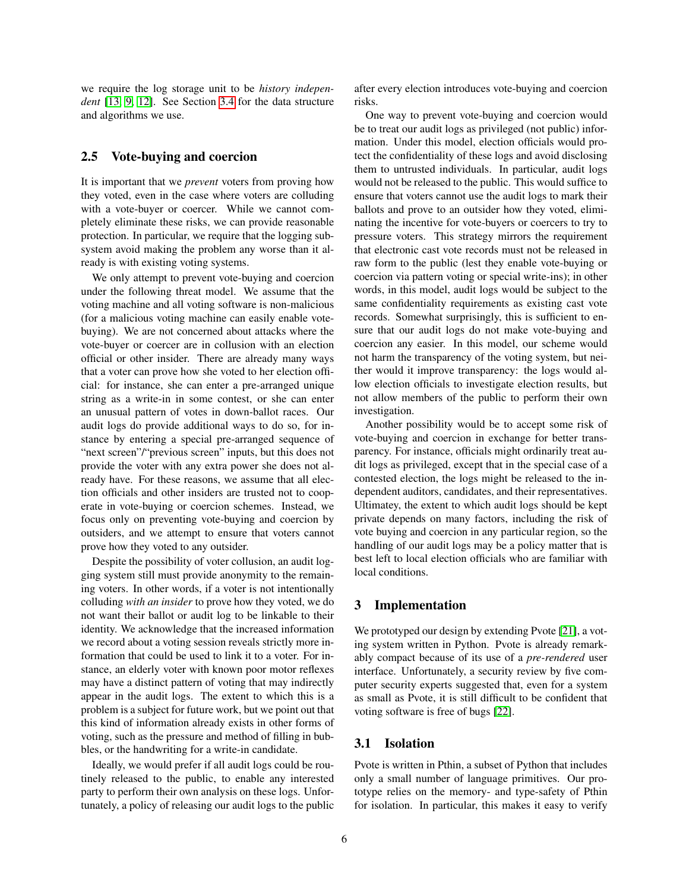we require the log storage unit to be *history independent* [13, 9, 12]. See Section 3.4 for the data structure and algorithms we use.

## 2.5 Vote-buying and coercion

It is important that we *prevent* voters from proving how they voted, even in the case where voters are colluding with a vote-buyer or coercer. While we cannot completely eliminate these risks, we can provide reasonable protection. In particular, we require that the logging subsystem avoid making the problem any worse than it already is with existing voting systems.

We only attempt to prevent vote-buying and coercion under the following threat model. We assume that the voting machine and all voting software is non-malicious (for a malicious voting machine can easily enable vote-buying). We are not concerned about attacks where the vote-buyer or coercer are in collusion with an election official or other insider. There are already many ways that a voter can prove how she voted to her election official: for instance, she can enter a pre-arranged unique string as a write-in in some contest, or she can enter an unusual pattern of votes in down-ballot races. Our audit logs do provide additional ways to do so, for instance by entering a special pre-arranged sequence of "next screen"/"previous screen" inputs, but this does not provide the voter with any extra power she does not already have. For these reasons, we assume that all election officials and other insiders are trusted not to cooperate in vote-buying or coercion schemes. Instead, we focus only on preventing vote-buying and coercion by outsiders, and we attempt to ensure that voters cannot prove how they voted to any outsider.

Despite the possibility of voter collusion, an audit logging system still must provide anonymity to the remaining voters. In other words, if a voter is not intentionally colluding *with an insider* to prove how they voted, we do not want their ballot or audit log to be linkable to their identity. We acknowledge that the increased information we record about a voting session reveals strictly more information that could be used to link it to a voter. For instance, an elderly voter with known poor motor reflexes may have a distinct pattern of voting that may indirectly appear in the audit logs. The extent to which this is a problem is a subject for future work, but we point out that this kind of information already exists in other forms of voting, such as the pressure and method of filling in bubbles, or the handwriting for a write-in candidate.

Ideally, we would prefer if all audit logs could be routinely released to the public, to enable any interested party to perform their own analysis on these logs. Unfortunately, a policy of releasing our audit logs to the public after every election introduces vote-buying and coercion risks.

One way to prevent vote-buying and coercion would be to treat our audit logs as privileged (not public) information. Under this model, election officials would protect the confidentiality of these logs and avoid disclosing them to untrusted individuals. In particular, audit logs would not be released to the public. This would suffice to ensure that voters cannot use the audit logs to mark their ballots and prove to an outsider how they voted, eliminating the incentive for vote-buyers or coercers to try to pressure voters. This strategy mirrors the requirement that electronic cast vote records must not be released in raw form to the public (lest they enable vote-buying or coercion via pattern voting or special write-ins); in other words, in this model, audit logs would be subject to the same confidentiality requirements as existing cast vote records. Somewhat surprisingly, this is sufficient to ensure that our audit logs do not make vote-buying and coercion any easier. In this model, our scheme would not harm the transparency of the voting system, but neither would it improve transparency: the logs would allow election officials to investigate election results, but not allow members of the public to perform their own investigation.

Another possibility would be to accept some risk of vote-buying and coercion in exchange for better transparency. For instance, officials might ordinarily treat audit logs as privileged, except that in the special case of a contested election, the logs might be released to the independent auditors, candidates, and their representatives. Ultimatey, the extent to which audit logs should be kept private depends on many factors, including the risk of vote buying and coercion in any particular region, so the handling of our audit logs may be a policy matter that is best left to local election officials who are familiar with local conditions.

# 3 Implementation

We prototyped our design by extending Pvote [21], a voting system written in Python. Pvote is already remarkably compact because of its use of a *pre-rendered* user interface. Unfortunately, a security review by five computer security experts suggested that, even for a system as small as Pvote, it is still difficult to be confident that voting software is free of bugs [22].

## 3.1 Isolation

Pvote is written in Pthin, a subset of Python that includes only a small number of language primitives. Our prototype relies on the memory- and type-safety of Pthin for isolation. In particular, this makes it easy to verify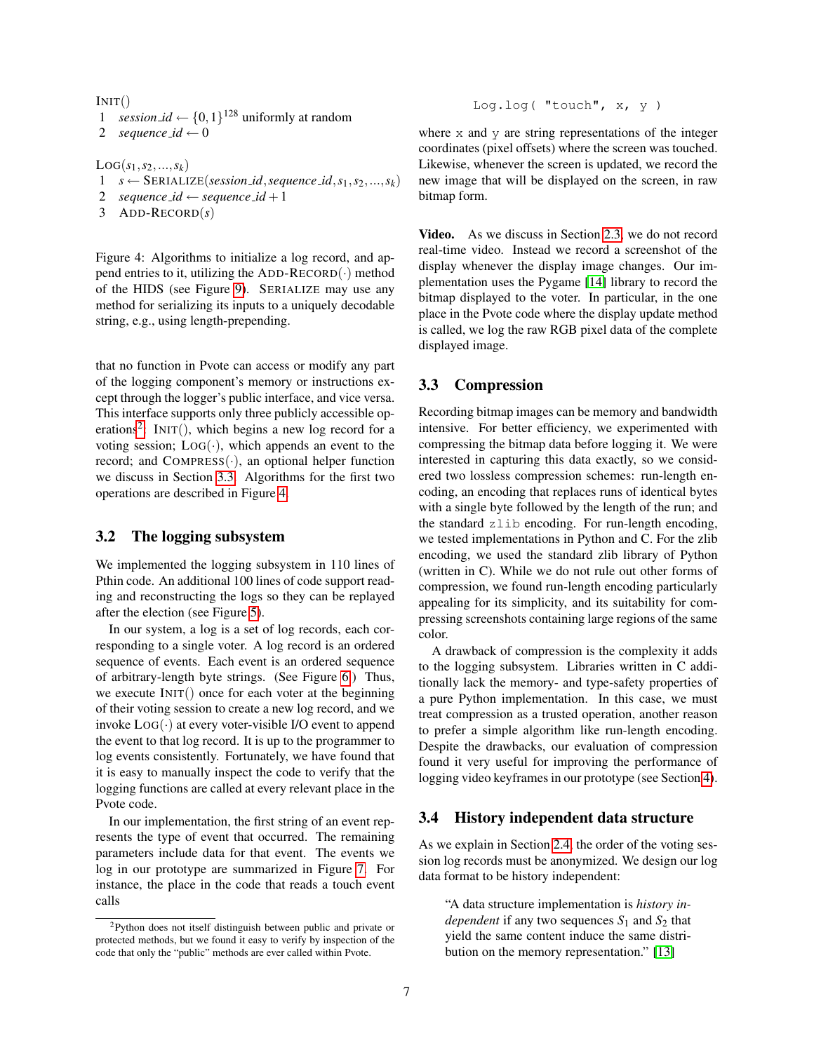INIT()
1 $session\_id \leftarrow \{0,1\}^{128}$ uniformly at random
2 $sequence\_id \leftarrow 0$

LOG($s_1, s_2, ..., s_k$)
1 $s \leftarrow$ SERIALIZE($session\_id, sequence\_id, s_1, s_2, ..., s_k$)
2 $sequence\_id \leftarrow sequence\_id + 1$
3 ADD-RECORD($s$)

Figure 4: Algorithms to initialize a log record, and append entries to it, utilizing the ADD-RECORD($\cdot$) method of the HIDS (see Figure 9). SERIALIZE may use any method for serializing its inputs to a uniquely decodable string, e.g., using length-prepending.

that no function in Pvote can access or modify any part of the logging component's memory or instructions except through the logger's public interface, and vice versa. This interface supports only three publicly accessible operations[2]: INIT(), which begins a new log record for a voting session; LOG($\cdot$), which appends an event to the record; and COMPRESS($\cdot$), an optional helper function we discuss in Section 3.3. Algorithms for the first two operations are described in Figure 4.

## 3.2 The logging subsystem

We implemented the logging subsystem in 110 lines of Pthin code. An additional 100 lines of code support reading and reconstructing the logs so they can be replayed after the election (see Figure 5).

In our system, a log is a set of log records, each corresponding to a single voter. A log record is an ordered sequence of events. Each event is an ordered sequence of arbitrary-length byte strings. (See Figure 6.) Thus, we execute INIT() once for each voter at the beginning of their voting session to create a new log record, and we invoke LOG($\cdot$) at every voter-visible I/O event to append the event to that log record. It is up to the programmer to log events consistently. Fortunately, we have found that it is easy to manually inspect the code to verify that the logging functions are called at every relevant place in the Pvote code.

In our implementation, the first string of an event represents the type of event that occurred. The remaining parameters include data for that event. The events we log in our prototype are summarized in Figure 7. For instance, the place in the code that reads a touch event calls

```
Log.log( "touch", x, y )
```

where x and y are string representations of the integer coordinates (pixel offsets) where the screen was touched. Likewise, whenever the screen is updated, we record the new image that will be displayed on the screen, in raw bitmap form.

**Video.** As we discuss in Section 2.3, we do not record real-time video. Instead we record a screenshot of the display whenever the display image changes. Our implementation uses the Pygame [14] library to record the bitmap displayed to the voter. In particular, in the one place in the Pvote code where the display update method is called, we log the raw RGB pixel data of the complete displayed image.

## 3.3 Compression

Recording bitmap images can be memory and bandwidth intensive. For better efficiency, we experimented with compressing the bitmap data before logging it. We were interested in capturing this data exactly, so we considered two lossless compression schemes: run-length encoding, an encoding that replaces runs of identical bytes with a single byte followed by the length of the run; and the standard `zlib` encoding. For run-length encoding, we tested implementations in Python and C. For the zlib encoding, we used the standard zlib library of Python (written in C). While we do not rule out other forms of compression, we found run-length encoding particularly appealing for its simplicity, and its suitability for compressing screenshots containing large regions of the same color.

A drawback of compression is the complexity it adds to the logging subsystem. Libraries written in C additionally lack the memory- and type-safety properties of a pure Python implementation. In this case, we must treat compression as a trusted operation, another reason to prefer a simple algorithm like run-length encoding. Despite the drawbacks, our evaluation of compression found it very useful for improving the performance of logging video keyframes in our prototype (see Section 4).

## 3.4 History independent data structure

As we explain in Section 2.4, the order of the voting session log records must be anonymized. We design our log data format to be history independent:

> "A data structure implementation is *history independent* if any two sequences $S_1$ and $S_2$ that yield the same content induce the same distribution on the memory representation." [13]

[2] Python does not itself distinguish between public and private or protected methods, but we found it easy to verify by inspection of the code that only the "public" methods are ever called within Pvote.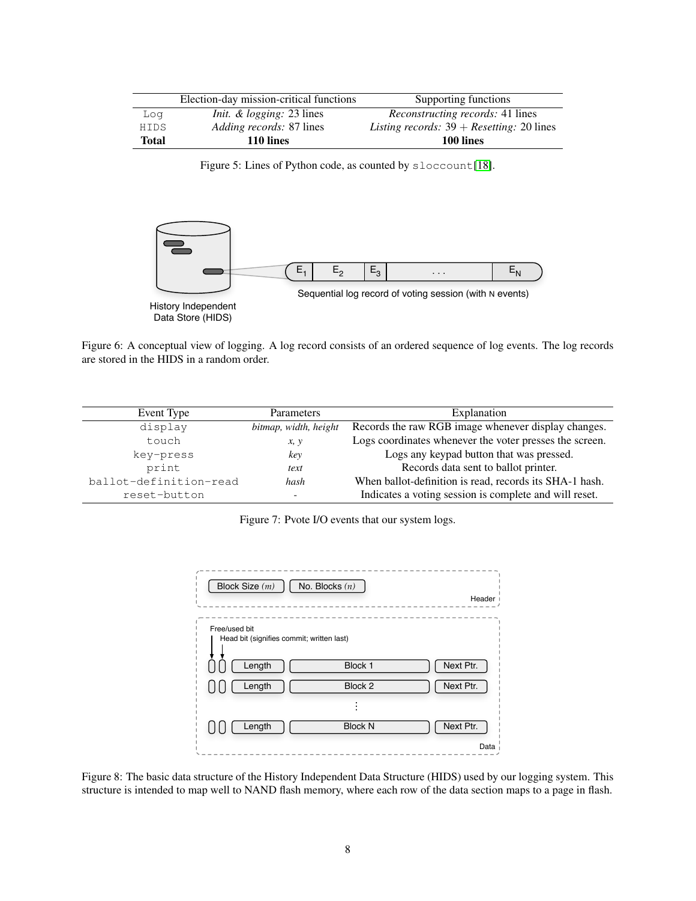|  | Election-day mission-critical functions | Supporting functions |
|---|---|---|
| Log | *Init. & logging:* 23 lines | *Reconstructing records:* 41 lines |
| HIDS | *Adding records:* 87 lines | *Listing records:* 39 + *Resetting:* 20 lines |
| **Total** | **110 lines** | **100 lines** |

Figure 5: Lines of Python code, as counted by `sloccount`[18].

Figure 6: A conceptual view of logging. A log record consists of an ordered sequence of log events. The log records are stored in the HIDS in a random order.

| Event Type | Parameters | Explanation |
|---|---|---|
| `display` | *bitmap, width, height* | Records the raw RGB image whenever display changes. |
| `touch` | *x, y* | Logs coordinates whenever the voter presses the screen. |
| `key-press` | *key* | Logs any keypad button that was pressed. |
| `print` | *text* | Records data sent to ballot printer. |
| `ballot-definition-read` | *hash* | When ballot-definition is read, records its SHA-1 hash. |
| `reset-button` | - | Indicates a voting session is complete and will reset. |

Figure 7: Pvote I/O events that our system logs.

Figure 8: The basic data structure of the History Independent Data Structure (HIDS) used by our logging system. This structure is intended to map well to NAND flash memory, where each row of the data section maps to a page in flash.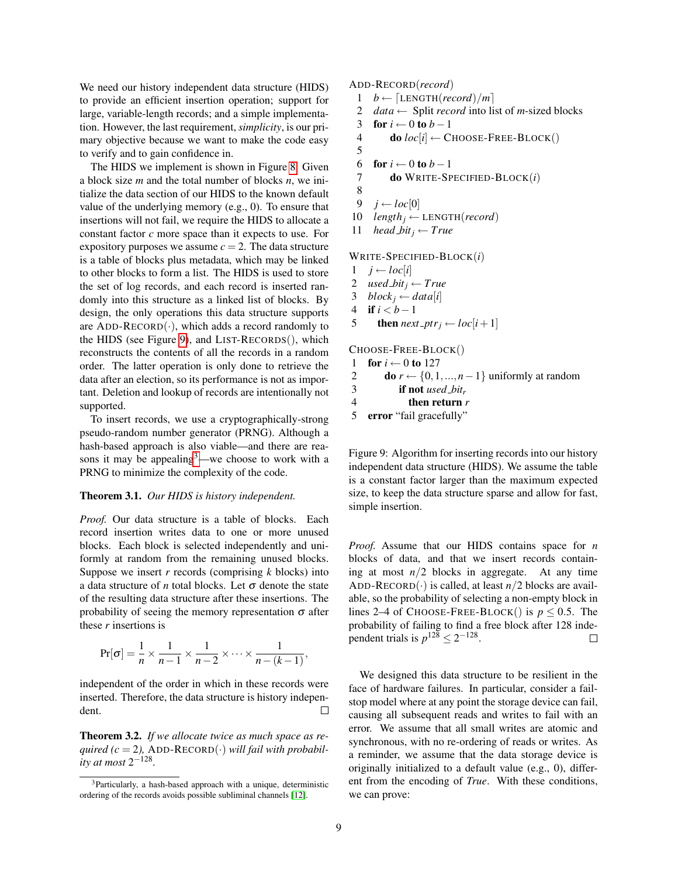We need our history independent data structure (HIDS) to provide an efficient insertion operation; support for large, variable-length records; and a simple implementation. However, the last requirement, *simplicity*, is our primary objective because we want to make the code easy to verify and to gain confidence in.

The HIDS we implement is shown in Figure 8. Given a block size $m$ and the total number of blocks $n$, we initialize the data section of our HIDS to the known default value of the underlying memory (e.g., 0). To ensure that insertions will not fail, we require the HIDS to allocate a constant factor $c$ more space than it expects to use. For expository purposes we assume $c = 2$. The data structure is a table of blocks plus metadata, which may be linked to other blocks to form a list. The HIDS is used to store the set of log records, and each record is inserted randomly into this structure as a linked list of blocks. By design, the only operations this data structure supports are ADD-RECORD(·), which adds a record randomly to the HIDS (see Figure 9), and LIST-RECORDS(), which reconstructs the contents of all the records in a random order. The latter operation is only done to retrieve the data after an election, so its performance is not as important. Deletion and lookup of records are intentionally not supported.

To insert records, we use a cryptographically-strong pseudo-random number generator (PRNG). Although a hash-based approach is also viable—and there are reasons it may be appealing[3]—we choose to work with a PRNG to minimize the complexity of the code.

**Theorem 3.1.** *Our HIDS is history independent.*

*Proof.* Our data structure is a table of blocks. Each record insertion writes data to one or more unused blocks. Each block is selected independently and uniformly at random from the remaining unused blocks. Suppose we insert $r$ records (comprising $k$ blocks) into a data structure of $n$ total blocks. Let $\sigma$ denote the state of the resulting data structure after these insertions. The probability of seeing the memory representation $\sigma$ after these $r$ insertions is

$$\Pr[\sigma] = \frac{1}{n} \times \frac{1}{n-1} \times \frac{1}{n-2} \times \cdots \times \frac{1}{n-(k-1)},$$

independent of the order in which in these records were inserted. Therefore, the data structure is history independent. □

**Theorem 3.2.** *If we allocate twice as much space as required ($c = 2$), ADD-RECORD(·) will fail with probability at most $2^{-128}$.*

[3] Particularly, a hash-based approach with a unique, deterministic ordering of the records avoids possible subliminal channels [12].

```
ADD-RECORD(record)
 1  b ← ⌈LENGTH(record)/m⌉
 2  data ← Split record into list of m-sized blocks
 3  for i ← 0 to b − 1
 4      do loc[i] ← CHOOSE-FREE-BLOCK()
 5
 6  for i ← 0 to b − 1
 7      do WRITE-SPECIFIED-BLOCK(i)
 8
 9  j ← loc[0]
10  length_j ← LENGTH(record)
11  head_bit_j ← True

WRITE-SPECIFIED-BLOCK(i)
 1  j ← loc[i]
 2  used_bit_j ← True
 3  block_j ← data[i]
 4  if i < b − 1
 5     then next_ptr_j ← loc[i + 1]

CHOOSE-FREE-BLOCK()
 1  for i ← 0 to 127
 2      do r ← {0, 1, ..., n − 1} uniformly at random
 3         if not used_bit_r
 4            then return r
 5  error "fail gracefully"
```

Figure 9: Algorithm for inserting records into our history independent data structure (HIDS). We assume the table is a constant factor larger than the maximum expected size, to keep the data structure sparse and allow for fast, simple insertion.

*Proof.* Assume that our HIDS contains space for $n$ blocks of data, and that we insert records containing at most $n/2$ blocks in aggregate. At any time ADD-RECORD(·) is called, at least $n/2$ blocks are available, so the probability of selecting a non-empty block in lines 2–4 of CHOOSE-FREE-BLOCK() is $p \leq 0.5$. The probability of failing to find a free block after 128 independent trials is $p^{128} \leq 2^{-128}$. □

We designed this data structure to be resilient in the face of hardware failures. In particular, consider a fail-stop model where at any point the storage device can fail, causing all subsequent reads and writes to fail with an error. We assume that all small writes are atomic and synchronous, with no re-ordering of reads or writes. As a reminder, we assume that the data storage device is originally initialized to a default value (e.g., 0), different from the encoding of *True*. With these conditions, we can prove: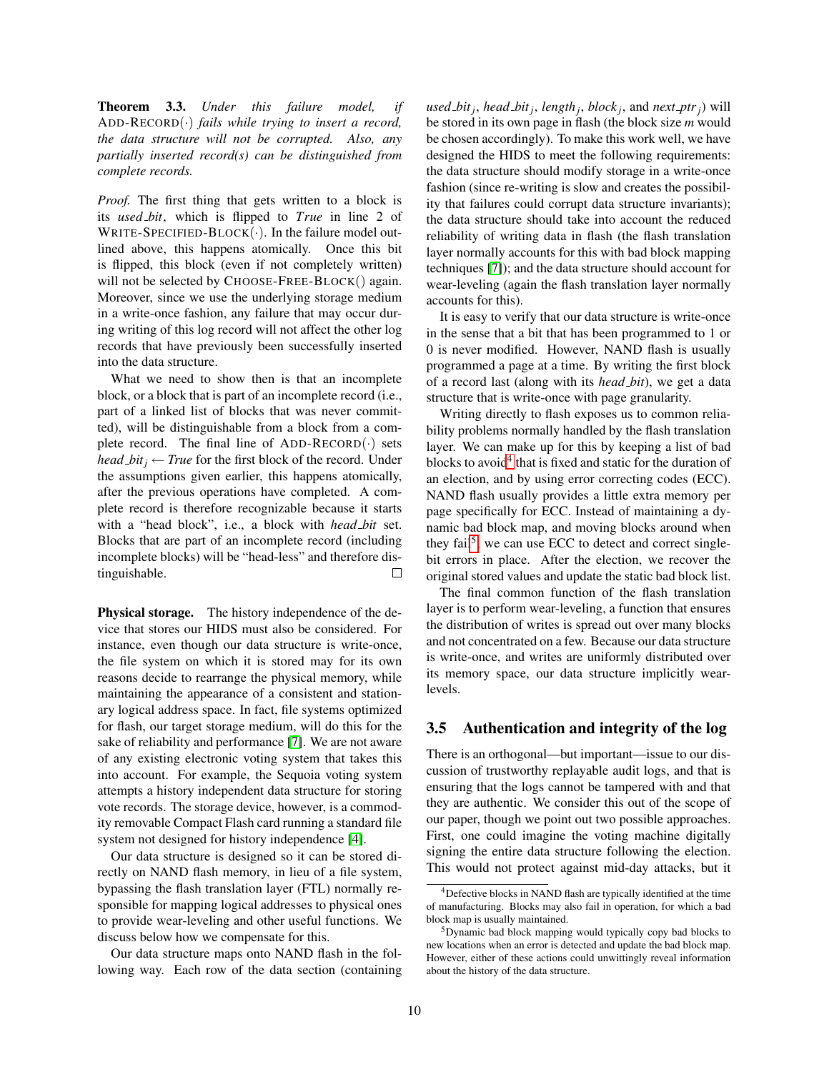**Theorem 3.3.** *Under this failure model, if* ADD-RECORD(·) *fails while trying to insert a record, the data structure will not be corrupted. Also, any partially inserted record(s) can be distinguished from complete records.*

*Proof.* The first thing that gets written to a block is its *used_bit*, which is flipped to *True* in line 2 of WRITE-SPECIFIED-BLOCK(·). In the failure model outlined above, this happens atomically. Once this bit is flipped, this block (even if not completely written) will not be selected by CHOOSE-FREE-BLOCK() again. Moreover, since we use the underlying storage medium in a write-once fashion, any failure that may occur during writing of this log record will not affect the other log records that have previously been successfully inserted into the data structure.

What we need to show then is that an incomplete block, or a block that is part of an incomplete record (i.e., part of a linked list of blocks that was never committed), will be distinguishable from a block from a complete record. The final line of ADD-RECORD(·) sets $head\_bit_j \leftarrow True$ for the first block of the record. Under the assumptions given earlier, this happens atomically, after the previous operations have completed. A complete record is therefore recognizable because it starts with a "head block", i.e., a block with *head_bit* set. Blocks that are part of an incomplete record (including incomplete blocks) will be "head-less" and therefore distinguishable. □

**Physical storage.** The history independence of the device that stores our HIDS must also be considered. For instance, even though our data structure is write-once, the file system on which it is stored may for its own reasons decide to rearrange the physical memory, while maintaining the appearance of a consistent and stationary logical address space. In fact, file systems optimized for flash, our target storage medium, will do this for the sake of reliability and performance [7]. We are not aware of any existing electronic voting system that takes this into account. For example, the Sequoia voting system attempts a history independent data structure for storing vote records. The storage device, however, is a commodity removable Compact Flash card running a standard file system not designed for history independence [4].

Our data structure is designed so it can be stored directly on NAND flash memory, in lieu of a file system, bypassing the flash translation layer (FTL) normally responsible for mapping logical addresses to physical ones to provide wear-leveling and other useful functions. We discuss below how we compensate for this.

Our data structure maps onto NAND flash in the following way. Each row of the data section (containing $used\_bit_j$, $head\_bit_j$, $length_j$, $block_j$, and $next\_ptr_j$) will be stored in its own page in flash (the block size $m$ would be chosen accordingly). To make this work well, we have designed the HIDS to meet the following requirements: the data structure should modify storage in a write-once fashion (since re-writing is slow and creates the possibility that failures could corrupt data structure invariants); the data structure should take into account the reduced reliability of writing data in flash (the flash translation layer normally accounts for this with bad block mapping techniques [7]); and the data structure should account for wear-leveling (again the flash translation layer normally accounts for this).

It is easy to verify that our data structure is write-once in the sense that a bit that has been programmed to 1 or 0 is never modified. However, NAND flash is usually programmed a page at a time. By writing the first block of a record last (along with its *head_bit*), we get a data structure that is write-once with page granularity.

Writing directly to flash exposes us to common reliability problems normally handled by the flash translation layer. We can make up for this by keeping a list of bad blocks to avoid[4] that is fixed and static for the duration of an election, and by using error correcting codes (ECC). NAND flash usually provides a little extra memory per page specifically for ECC. Instead of maintaining a dynamic bad block map, and moving blocks around when they fail[5], we can use ECC to detect and correct single-bit errors in place. After the election, we recover the original stored values and update the static bad block list.

The final common function of the flash translation layer is to perform wear-leveling, a function that ensures the distribution of writes is spread out over many blocks and not concentrated on a few. Because our data structure is write-once, and writes are uniformly distributed over its memory space, our data structure implicitly wear-levels.

## 3.5 Authentication and integrity of the log

There is an orthogonal—but important—issue to our discussion of trustworthy replayable audit logs, and that is ensuring that the logs cannot be tampered with and that they are authentic. We consider this out of the scope of our paper, though we point out two possible approaches. First, one could imagine the voting machine digitally signing the entire data structure following the election. This would not protect against mid-day attacks, but it

[4] Defective blocks in NAND flash are typically identified at the time of manufacturing. Blocks may also fail in operation, for which a bad block map is usually maintained.

[5] Dynamic bad block mapping would typically copy bad blocks to new locations when an error is detected and update the bad block map. However, either of these actions could unwittingly reveal information about the history of the data structure.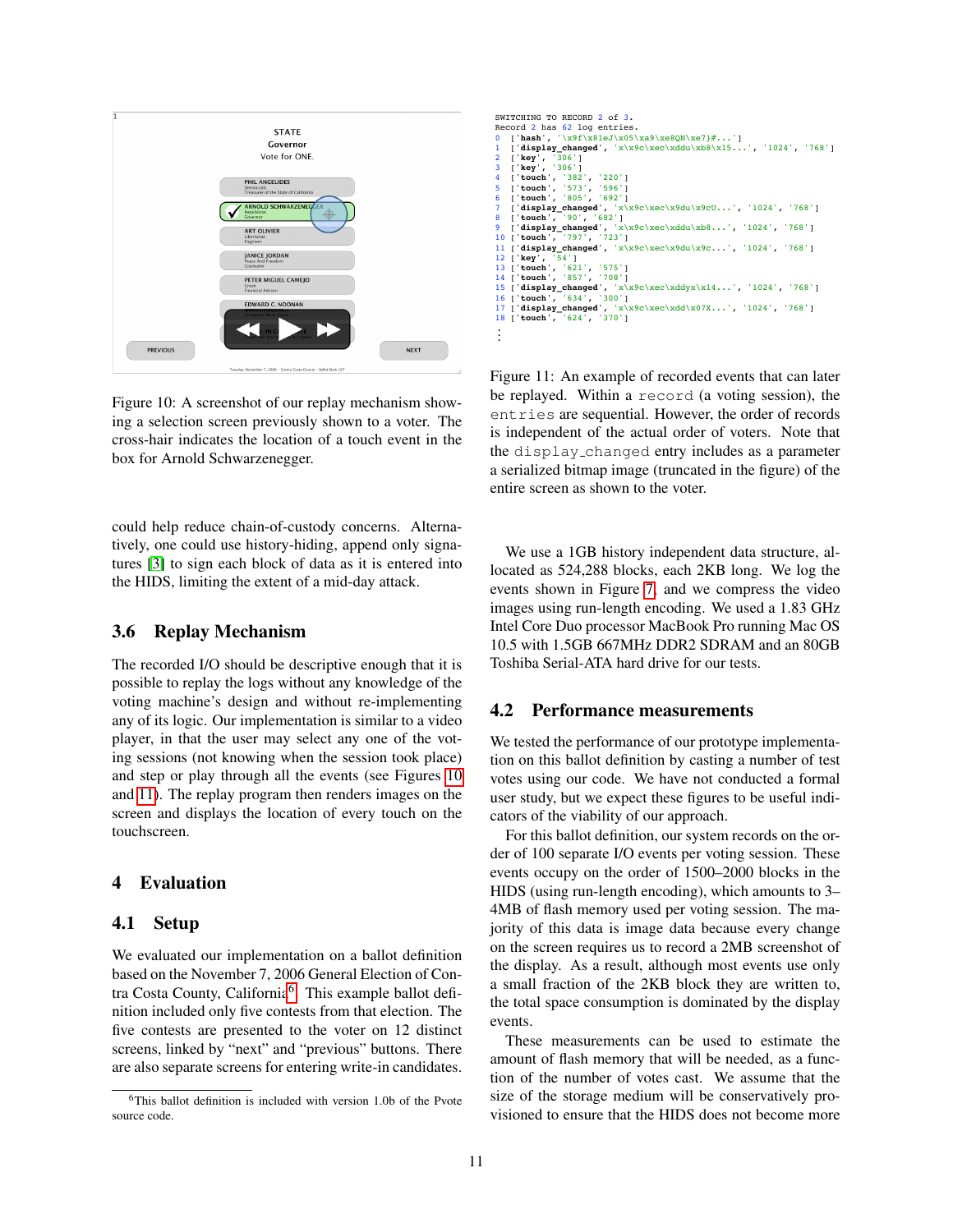Figure 10: A screenshot of our replay mechanism showing a selection screen previously shown to a voter. The cross-hair indicates the location of a touch event in the box for Arnold Schwarzenegger.

```
SWITCHING TO RECORD 2 of 3.
Record 2 has 62 log entries.
0  ['hash', '\x9f\x81eJ\x05\xa9\xe8QN\xe7}#...']
1  ['display_changed', 'x\x9c\xec\xddu\xb8\x15...', '1024', '768']
2  ['key', '306']
3  ['key', '306']
4  ['touch', '382', '220']
5  ['touch', '573', '596']
6  ['touch', '805', '692']
7  ['display_changed', 'x\x9c\xec\x9du\x9cU...', '1024', '768']
8  ['touch', '90', '682']
9  ['display_changed', 'x\x9c\xec\xddu\xb8...', '1024', '768']
10 ['touch', '797', '723']
11 ['display_changed', 'x\x9c\xec\x9du\x9c...', '1024', '768']
12 ['key', '54']
13 ['touch', '621', '575']
14 ['touch', '857', '708']
15 ['display_changed', 'x\x9c\xec\xddyx\x14...', '1024', '768']
16 ['touch', '634', '300']
17 ['display_changed', 'x\x9c\xec\xdd\x07X...', '1024', '768']
18 ['touch', '624', '370']
⋮
```

Figure 11: An example of recorded events that can later be replayed. Within a record (a voting session), the entries are sequential. However, the order of records is independent of the actual order of voters. Note that the display_changed entry includes as a parameter a serialized bitmap image (truncated in the figure) of the entire screen as shown to the voter.

could help reduce chain-of-custody concerns. Alternatively, one could use history-hiding, append only signatures [3] to sign each block of data as it is entered into the HIDS, limiting the extent of a mid-day attack.

## 3.6 Replay Mechanism

The recorded I/O should be descriptive enough that it is possible to replay the logs without any knowledge of the voting machine's design and without re-implementing any of its logic. Our implementation is similar to a video player, in that the user may select any one of the voting sessions (not knowing when the session took place) and step or play through all the events (see Figures 10 and 11). The replay program then renders images on the screen and displays the location of every touch on the touchscreen.

# 4 Evaluation

## 4.1 Setup

We evaluated our implementation on a ballot definition based on the November 7, 2006 General Election of Contra Costa County, California[6]. This example ballot definition included only five contests from that election. The five contests are presented to the voter on 12 distinct screens, linked by "next" and "previous" buttons. There are also separate screens for entering write-in candidates.

We use a 1GB history independent data structure, allocated as 524,288 blocks, each 2KB long. We log the events shown in Figure 7, and we compress the video images using run-length encoding. We used a 1.83 GHz Intel Core Duo processor MacBook Pro running Mac OS 10.5 with 1.5GB 667MHz DDR2 SDRAM and an 80GB Toshiba Serial-ATA hard drive for our tests.

## 4.2 Performance measurements

We tested the performance of our prototype implementation on this ballot definition by casting a number of test votes using our code. We have not conducted a formal user study, but we expect these figures to be useful indicators of the viability of our approach.

For this ballot definition, our system records on the order of 100 separate I/O events per voting session. These events occupy on the order of 1500–2000 blocks in the HIDS (using run-length encoding), which amounts to 3–4MB of flash memory used per voting session. The majority of this data is image data because every change on the screen requires us to record a 2MB screenshot of the display. As a result, although most events use only a small fraction of the 2KB block they are written to, the total space consumption is dominated by the display events.

These measurements can be used to estimate the amount of flash memory that will be needed, as a function of the number of votes cast. We assume that the size of the storage medium will be conservatively provisioned to ensure that the HIDS does not become more

[6] This ballot definition is included with version 1.0b of the Pvote source code.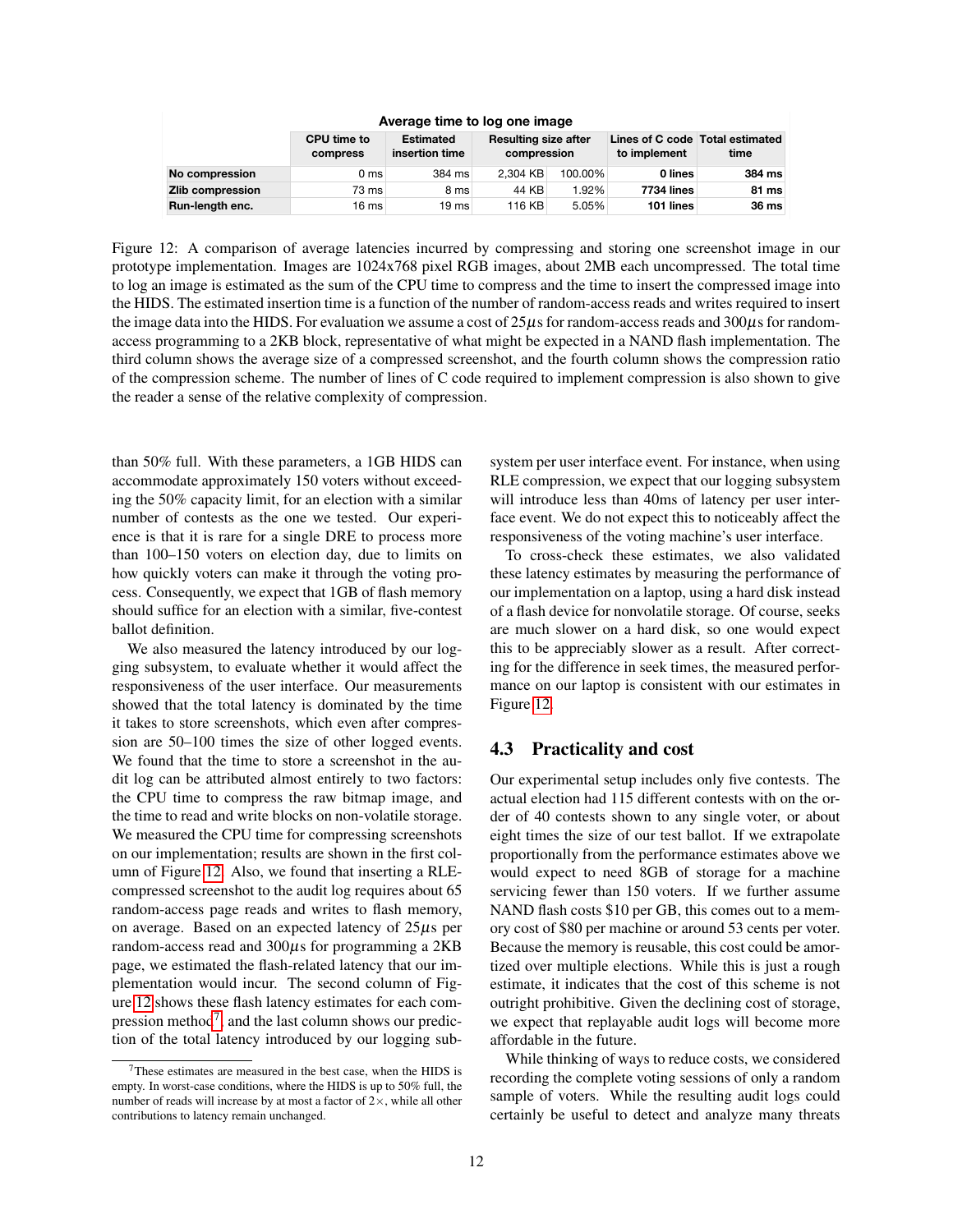| Average time to log one image | | | | | | |
|---|---|---|---|---|---|---|
| | CPU time to compress | Estimated insertion time | Resulting size after compression | | Lines of C code to implement | Total estimated time |
| **No compression** | 0 ms | 384 ms | 2,304 KB | 100.00% | **0 lines** | **384 ms** |
| **Zlib compression** | 73 ms | 8 ms | 44 KB | 1.92% | **7734 lines** | **81 ms** |
| **Run-length enc.** | 16 ms | 19 ms | 116 KB | 5.05% | **101 lines** | **36 ms** |

Figure 12: A comparison of average latencies incurred by compressing and storing one screenshot image in our prototype implementation. Images are 1024x768 pixel RGB images, about 2MB each uncompressed. The total time to log an image is estimated as the sum of the CPU time to compress and the time to insert the compressed image into the HIDS. The estimated insertion time is a function of the number of random-access reads and writes required to insert the image data into the HIDS. For evaluation we assume a cost of 25$\mu$s for random-access reads and 300$\mu$s for random-access programming to a 2KB block, representative of what might be expected in a NAND flash implementation. The third column shows the average size of a compressed screenshot, and the fourth column shows the compression ratio of the compression scheme. The number of lines of C code required to implement compression is also shown to give the reader a sense of the relative complexity of compression.

than 50% full. With these parameters, a 1GB HIDS can accommodate approximately 150 voters without exceeding the 50% capacity limit, for an election with a similar number of contests as the one we tested. Our experience is that it is rare for a single DRE to process more than 100–150 voters on election day, due to limits on how quickly voters can make it through the voting process. Consequently, we expect that 1GB of flash memory should suffice for an election with a similar, five-contest ballot definition.

We also measured the latency introduced by our logging subsystem, to evaluate whether it would affect the responsiveness of the user interface. Our measurements showed that the total latency is dominated by the time it takes to store screenshots, which even after compression are 50–100 times the size of other logged events. We found that the time to store a screenshot in the audit log can be attributed almost entirely to two factors: the CPU time to compress the raw bitmap image, and the time to read and write blocks on non-volatile storage. We measured the CPU time for compressing screenshots on our implementation; results are shown in the first column of Figure 12. Also, we found that inserting a RLE-compressed screenshot to the audit log requires about 65 random-access page reads and writes to flash memory, on average. Based on an expected latency of 25$\mu$s per random-access read and 300$\mu$s for programming a 2KB page, we estimated the flash-related latency that our implementation would incur. The second column of Figure 12 shows these flash latency estimates for each compression method[7], and the last column shows our prediction of the total latency introduced by our logging subsystem per user interface event. For instance, when using RLE compression, we expect that our logging subsystem will introduce less than 40ms of latency per user interface event. We do not expect this to noticeably affect the responsiveness of the voting machine's user interface.

To cross-check these estimates, we also validated these latency estimates by measuring the performance of our implementation on a laptop, using a hard disk instead of a flash device for nonvolatile storage. Of course, seeks are much slower on a hard disk, so one would expect this to be appreciably slower as a result. After correcting for the difference in seek times, the measured performance on our laptop is consistent with our estimates in Figure 12.

[7] These estimates are measured in the best case, when the HIDS is empty. In worst-case conditions, where the HIDS is up to 50% full, the number of reads will increase by at most a factor of 2×, while all other contributions to latency remain unchanged.

## 4.3 Practicality and cost

Our experimental setup includes only five contests. The actual election had 115 different contests with on the order of 40 contests shown to any single voter, or about eight times the size of our test ballot. If we extrapolate proportionally from the performance estimates above we would expect to need 8GB of storage for a machine servicing fewer than 150 voters. If we further assume NAND flash costs \$10 per GB, this comes out to a memory cost of \$80 per machine or around 53 cents per voter. Because the memory is reusable, this cost could be amortized over multiple elections. While this is just a rough estimate, it indicates that the cost of this scheme is not outright prohibitive. Given the declining cost of storage, we expect that replayable audit logs will become more affordable in the future.

While thinking of ways to reduce costs, we considered recording the complete voting sessions of only a random sample of voters. While the resulting audit logs could certainly be useful to detect and analyze many threats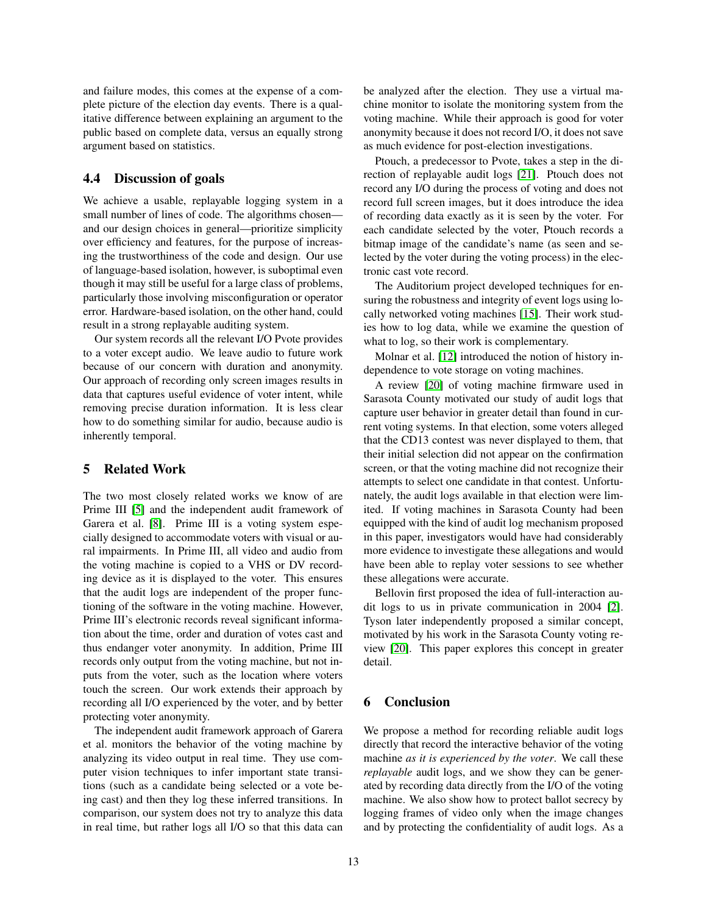and failure modes, this comes at the expense of a complete picture of the election day events. There is a qualitative difference between explaining an argument to the public based on complete data, versus an equally strong argument based on statistics.

### 4.4 Discussion of goals

We achieve a usable, replayable logging system in a small number of lines of code. The algorithms chosen—and our design choices in general—prioritize simplicity over efficiency and features, for the purpose of increasing the trustworthiness of the code and design. Our use of language-based isolation, however, is suboptimal even though it may still be useful for a large class of problems, particularly those involving misconfiguration or operator error. Hardware-based isolation, on the other hand, could result in a strong replayable auditing system.

Our system records all the relevant I/O Pvote provides to a voter except audio. We leave audio to future work because of our concern with duration and anonymity. Our approach of recording only screen images results in data that captures useful evidence of voter intent, while removing precise duration information. It is less clear how to do something similar for audio, because audio is inherently temporal.

## 5 Related Work

The two most closely related works we know of are Prime III [5] and the independent audit framework of Garera et al. [8]. Prime III is a voting system especially designed to accommodate voters with visual or aural impairments. In Prime III, all video and audio from the voting machine is copied to a VHS or DV recording device as it is displayed to the voter. This ensures that the audit logs are independent of the proper functioning of the software in the voting machine. However, Prime III's electronic records reveal significant information about the time, order and duration of votes cast and thus endanger voter anonymity. In addition, Prime III records only output from the voting machine, but not inputs from the voter, such as the location where voters touch the screen. Our work extends their approach by recording all I/O experienced by the voter, and by better protecting voter anonymity.

The independent audit framework approach of Garera et al. monitors the behavior of the voting machine by analyzing its video output in real time. They use computer vision techniques to infer important state transitions (such as a candidate being selected or a vote being cast) and then they log these inferred transitions. In comparison, our system does not try to analyze this data in real time, but rather logs all I/O so that this data can be analyzed after the election. They use a virtual machine monitor to isolate the monitoring system from the voting machine. While their approach is good for voter anonymity because it does not record I/O, it does not save as much evidence for post-election investigations.

Ptouch, a predecessor to Pvote, takes a step in the direction of replayable audit logs [21]. Ptouch does not record any I/O during the process of voting and does not record full screen images, but it does introduce the idea of recording data exactly as it is seen by the voter. For each candidate selected by the voter, Ptouch records a bitmap image of the candidate's name (as seen and selected by the voter during the voting process) in the electronic cast vote record.

The Auditorium project developed techniques for ensuring the robustness and integrity of event logs using locally networked voting machines [15]. Their work studies how to log data, while we examine the question of what to log, so their work is complementary.

Molnar et al. [12] introduced the notion of history independence to vote storage on voting machines.

A review [20] of voting machine firmware used in Sarasota County motivated our study of audit logs that capture user behavior in greater detail than found in current voting systems. In that election, some voters alleged that the CD13 contest was never displayed to them, that their initial selection did not appear on the confirmation screen, or that the voting machine did not recognize their attempts to select one candidate in that contest. Unfortunately, the audit logs available in that election were limited. If voting machines in Sarasota County had been equipped with the kind of audit log mechanism proposed in this paper, investigators would have had considerably more evidence to investigate these allegations and would have been able to replay voter sessions to see whether these allegations were accurate.

Bellovin first proposed the idea of full-interaction audit logs to us in private communication in 2004 [2]. Tyson later independently proposed a similar concept, motivated by his work in the Sarasota County voting review [20]. This paper explores this concept in greater detail.

## 6 Conclusion

We propose a method for recording reliable audit logs directly that record the interactive behavior of the voting machine *as it is experienced by the voter*. We call these *replayable* audit logs, and we show they can be generated by recording data directly from the I/O of the voting machine. We also show how to protect ballot secrecy by logging frames of video only when the image changes and by protecting the confidentiality of audit logs. As a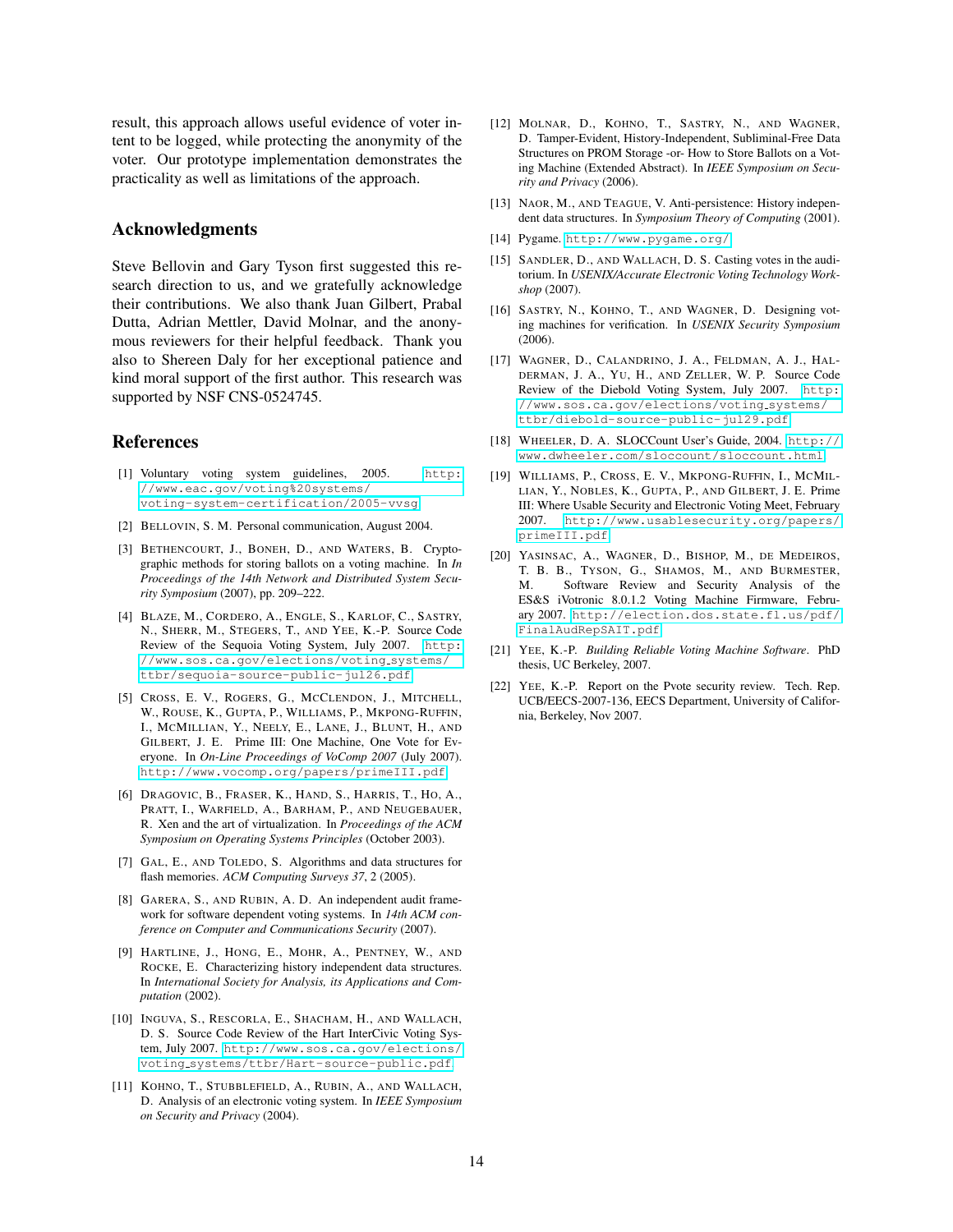result, this approach allows useful evidence of voter intent to be logged, while protecting the anonymity of the voter. Our prototype implementation demonstrates the practicality as well as limitations of the approach.

## Acknowledgments

Steve Bellovin and Gary Tyson first suggested this research direction to us, and we gratefully acknowledge their contributions. We also thank Juan Gilbert, Prabal Dutta, Adrian Mettler, David Molnar, and the anonymous reviewers for their helpful feedback. Thank you also to Shereen Daly for her exceptional patience and kind moral support of the first author. This research was supported by NSF CNS-0524745.

## References

[1] Voluntary voting system guidelines, 2005. http://www.eac.gov/voting%20systems/voting-system-certification/2005-vvsg.

[2] Bellovin, S. M. Personal communication, August 2004.

[3] Bethencourt, J., Boneh, D., and Waters, B. Cryptographic methods for storing ballots on a voting machine. In *In Proceedings of the 14th Network and Distributed System Security Symposium* (2007), pp. 209–222.

[4] Blaze, M., Cordero, A., Engle, S., Karlof, C., Sastry, N., Sherr, M., Stegers, T., and Yee, K.-P. Source Code Review of the Sequoia Voting System, July 2007. http://www.sos.ca.gov/elections/voting_systems/ttbr/sequoia-source-public-jul26.pdf.

[5] Cross, E. V., Rogers, G., McClendon, J., Mitchell, W., Rouse, K., Gupta, P., Williams, P., Mkpong-Ruffin, I., McMillian, Y., Neely, E., Lane, J., Blunt, H., and Gilbert, J. E. Prime III: One Machine, One Vote for Everyone. In *On-Line Proceedings of VoComp 2007* (July 2007). http://www.vocomp.org/papers/primeIII.pdf.

[6] Dragovic, B., Fraser, K., Hand, S., Harris, T., Ho, A., Pratt, I., Warfield, A., Barham, P., and Neugebauer, R. Xen and the art of virtualization. In *Proceedings of the ACM Symposium on Operating Systems Principles* (October 2003).

[7] Gal, E., and Toledo, S. Algorithms and data structures for flash memories. *ACM Computing Surveys 37*, 2 (2005).

[8] Garera, S., and Rubin, A. D. An independent audit framework for software dependent voting systems. In *14th ACM conference on Computer and Communications Security* (2007).

[9] Hartline, J., Hong, E., Mohr, A., Pentney, W., and Rocke, E. Characterizing history independent data structures. In *International Society for Analysis, its Applications and Computation* (2002).

[10] Inguva, S., Rescorla, E., Shacham, H., and Wallach, D. S. Source Code Review of the Hart InterCivic Voting System, July 2007. http://www.sos.ca.gov/elections/voting_systems/ttbr/Hart-source-public.pdf.

[11] Kohno, T., Stubblefield, A., Rubin, A., and Wallach, D. Analysis of an electronic voting system. In *IEEE Symposium on Security and Privacy* (2004).

[12] Molnar, D., Kohno, T., Sastry, N., and Wagner, D. Tamper-Evident, History-Independent, Subliminal-Free Data Structures on PROM Storage -or- How to Store Ballots on a Voting Machine (Extended Abstract). In *IEEE Symposium on Security and Privacy* (2006).

[13] Naor, M., and Teague, V. Anti-persistence: History independent data structures. In *Symposium Theory of Computing* (2001).

[14] Pygame. http://www.pygame.org/.

[15] Sandler, D., and Wallach, D. S. Casting votes in the auditorium. In *USENIX/Accurate Electronic Voting Technology Workshop* (2007).

[16] Sastry, N., Kohno, T., and Wagner, D. Designing voting machines for verification. In *USENIX Security Symposium* (2006).

[17] Wagner, D., Calandrino, J. A., Feldman, A. J., Halderman, J. A., Yu, H., and Zeller, W. P. Source Code Review of the Diebold Voting System, July 2007. http://www.sos.ca.gov/elections/voting_systems/ttbr/diebold-source-public-jul29.pdf.

[18] Wheeler, D. A. SLOCCount User's Guide, 2004. http://www.dwheeler.com/sloccount/sloccount.html.

[19] Williams, P., Cross, E. V., Mkpong-Ruffin, I., McMillian, Y., Nobles, K., Gupta, P., and Gilbert, J. E. Prime III: Where Usable Security and Electronic Voting Meet, February 2007. http://www.usablesecurity.org/papers/primeIII.pdf.

[20] Yasinsac, A., Wagner, D., Bishop, M., de Medeiros, T. B. B., Tyson, G., Shamos, M., and Burmester, M. Software Review and Security Analysis of the ES&S iVotronic 8.0.1.2 Voting Machine Firmware, February 2007. http://election.dos.state.fl.us/pdf/FinalAudRepSAIT.pdf.

[21] Yee, K.-P. *Building Reliable Voting Machine Software*. PhD thesis, UC Berkeley, 2007.

[22] Yee, K.-P. Report on the Pvote security review. Tech. Rep. UCB/EECS-2007-136, EECS Department, University of California, Berkeley, Nov 2007.